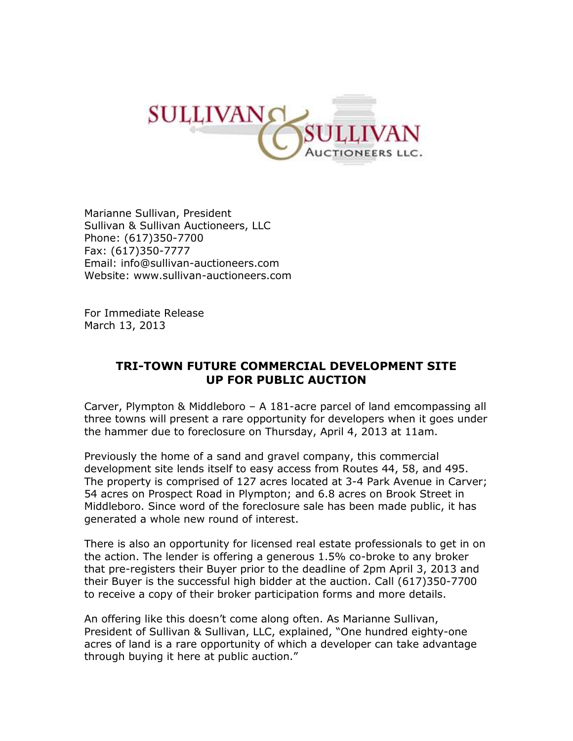SULLIVAN & SULLIVAN AUCTIONEERS LLC.

Marianne Sullivan, President
Sullivan & Sullivan Auctioneers, LLC
Phone: (617)350-7700
Fax: (617)350-7777
Email: info@sullivan-auctioneers.com
Website: www.sullivan-auctioneers.com

For Immediate Release
March 13, 2013

## TRI-TOWN FUTURE COMMERCIAL DEVELOPMENT SITE UP FOR PUBLIC AUCTION

Carver, Plympton & Middleboro – A 181-acre parcel of land emcompassing all three towns will present a rare opportunity for developers when it goes under the hammer due to foreclosure on Thursday, April 4, 2013 at 11am.

Previously the home of a sand and gravel company, this commercial development site lends itself to easy access from Routes 44, 58, and 495. The property is comprised of 127 acres located at 3-4 Park Avenue in Carver; 54 acres on Prospect Road in Plympton; and 6.8 acres on Brook Street in Middleboro. Since word of the foreclosure sale has been made public, it has generated a whole new round of interest.

There is also an opportunity for licensed real estate professionals to get in on the action. The lender is offering a generous 1.5% co-broke to any broker that pre-registers their Buyer prior to the deadline of 2pm April 3, 2013 and their Buyer is the successful high bidder at the auction. Call (617)350-7700 to receive a copy of their broker participation forms and more details.

An offering like this doesn't come along often. As Marianne Sullivan, President of Sullivan & Sullivan, LLC, explained, "One hundred eighty-one acres of land is a rare opportunity of which a developer can take advantage through buying it here at public auction."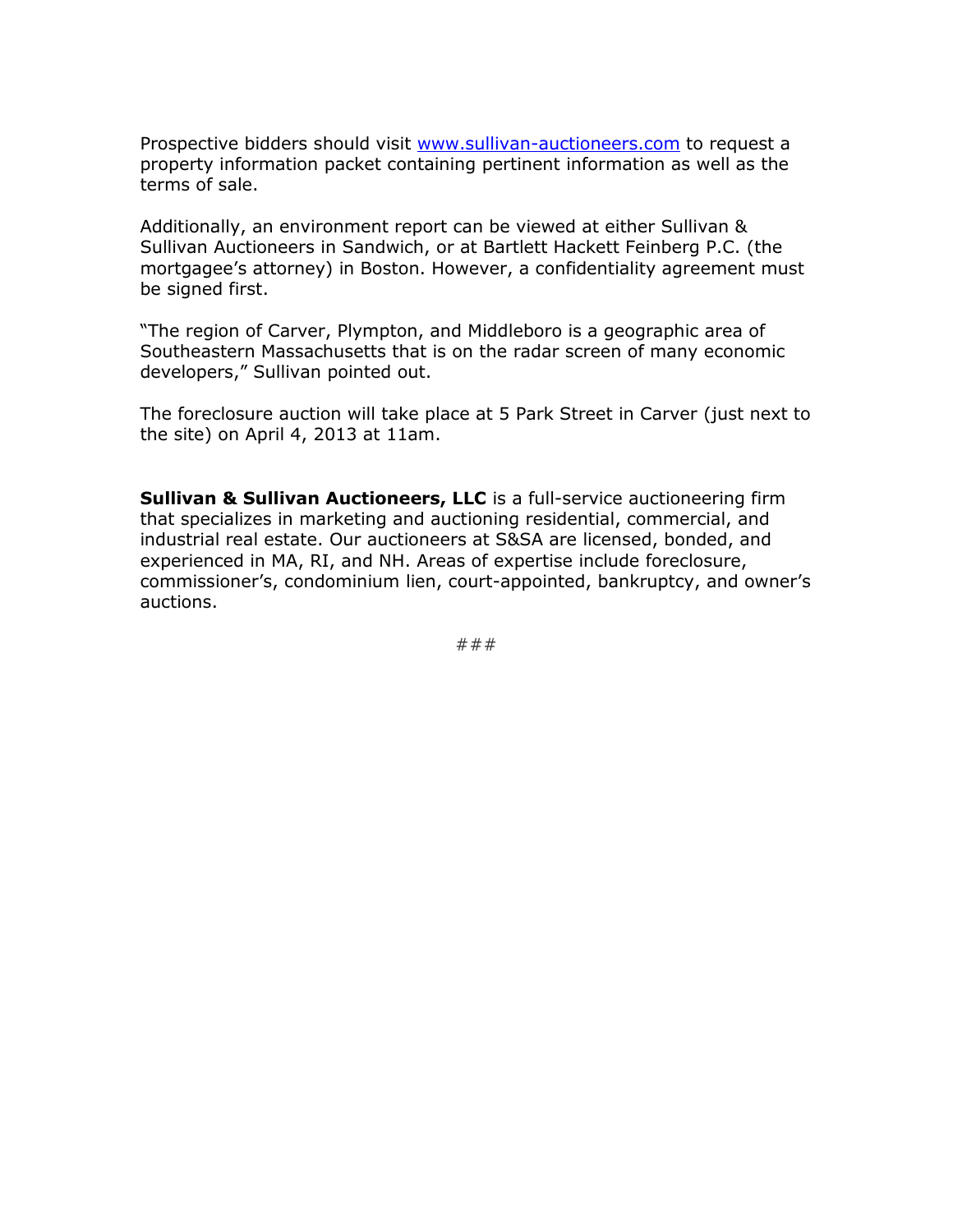Prospective bidders should visit www.sullivan-auctioneers.com to request a property information packet containing pertinent information as well as the terms of sale.

Additionally, an environment report can be viewed at either Sullivan & Sullivan Auctioneers in Sandwich, or at Bartlett Hackett Feinberg P.C. (the mortgagee's attorney) in Boston. However, a confidentiality agreement must be signed first.

"The region of Carver, Plympton, and Middleboro is a geographic area of Southeastern Massachusetts that is on the radar screen of many economic developers," Sullivan pointed out.

The foreclosure auction will take place at 5 Park Street in Carver (just next to the site) on April 4, 2013 at 11am.

**Sullivan & Sullivan Auctioneers, LLC** is a full-service auctioneering firm that specializes in marketing and auctioning residential, commercial, and industrial real estate. Our auctioneers at S&SA are licensed, bonded, and experienced in MA, RI, and NH. Areas of expertise include foreclosure, commissioner's, condominium lien, court-appointed, bankruptcy, and owner's auctions.

###